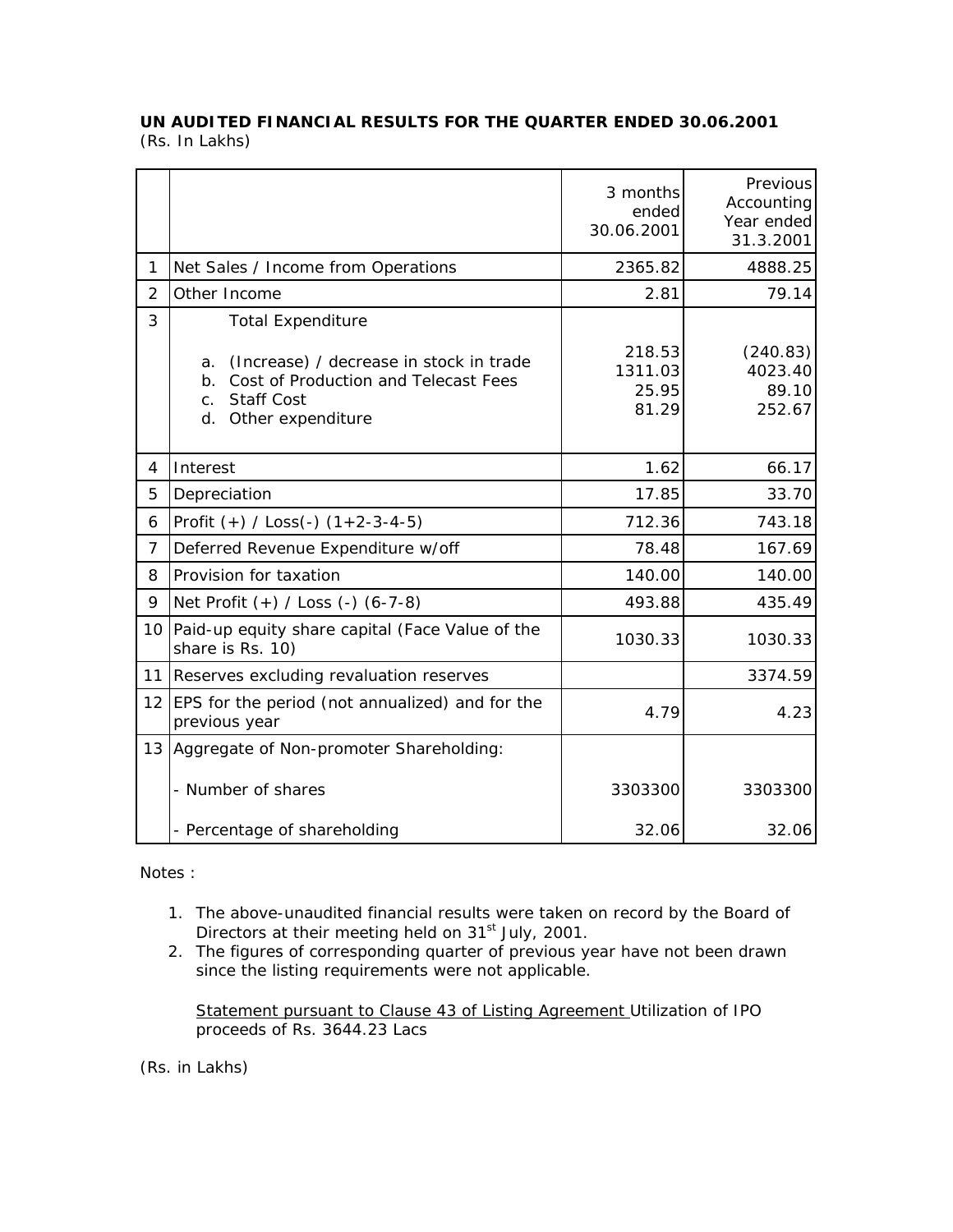**UN AUDITED FINANCIAL RESULTS FOR THE QUARTER ENDED 30.06.2001**
(Rs. In Lakhs)

| | | 3 months ended 30.06.2001 | Previous Accounting Year ended 31.3.2001 |
|---|---|---|---|
| 1 | Net Sales / Income from Operations | 2365.82 | 4888.25 |
| 2 | Other Income | 2.81 | 79.14 |
| 3 | Total Expenditure | | |
| | a. (Increase) / decrease in stock in trade | 218.53 | (240.83) |
| | b. Cost of Production and Telecast Fees | 1311.03 | 4023.40 |
| | c. Staff Cost | 25.95 | 89.10 |
| | d. Other expenditure | 81.29 | 252.67 |
| 4 | Interest | 1.62 | 66.17 |
| 5 | Depreciation | 17.85 | 33.70 |
| 6 | Profit (+) / Loss(-) (1+2-3-4-5) | 712.36 | 743.18 |
| 7 | Deferred Revenue Expenditure w/off | 78.48 | 167.69 |
| 8 | Provision for taxation | 140.00 | 140.00 |
| 9 | Net Profit (+) / Loss (-) (6-7-8) | 493.88 | 435.49 |
| 10 | Paid-up equity share capital (Face Value of the share is Rs. 10) | 1030.33 | 1030.33 |
| 11 | Reserves excluding revaluation reserves | | 3374.59 |
| 12 | EPS for the period (not annualized) and for the previous year | 4.79 | 4.23 |
| 13 | Aggregate of Non-promoter Shareholding: | | |
| | - Number of shares | 3303300 | 3303300 |
| | - Percentage of shareholding | 32.06 | 32.06 |

Notes :

1. The above-unaudited financial results were taken on record by the Board of Directors at their meeting held on 31st July, 2001.
2. The figures of corresponding quarter of previous year have not been drawn since the listing requirements were not applicable.

   Statement pursuant to Clause 43 of Listing Agreement Utilization of IPO proceeds of Rs. 3644.23 Lacs

(Rs. in Lakhs)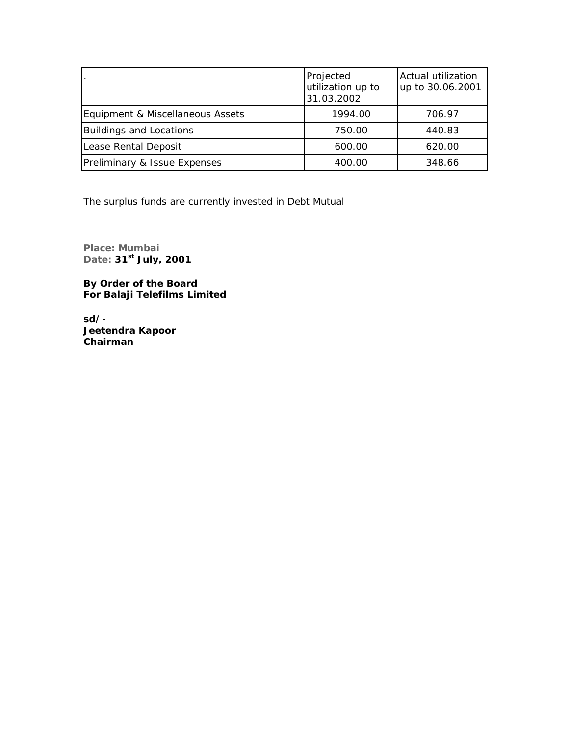| . | Projected utilization up to 31.03.2002 | Actual utilization up to 30.06.2001 |
| --- | --- | --- |
| Equipment & Miscellaneous Assets | 1994.00 | 706.97 |
| Buildings and Locations | 750.00 | 440.83 |
| Lease Rental Deposit | 600.00 | 620.00 |
| Preliminary & Issue Expenses | 400.00 | 348.66 |

The surplus funds are currently invested in Debt Mutual

**Place: Mumbai**
**Date: 31st July, 2001**

**By Order of the Board**
**For Balaji Telefilms Limited**

**sd/-**
**Jeetendra Kapoor**
**Chairman**